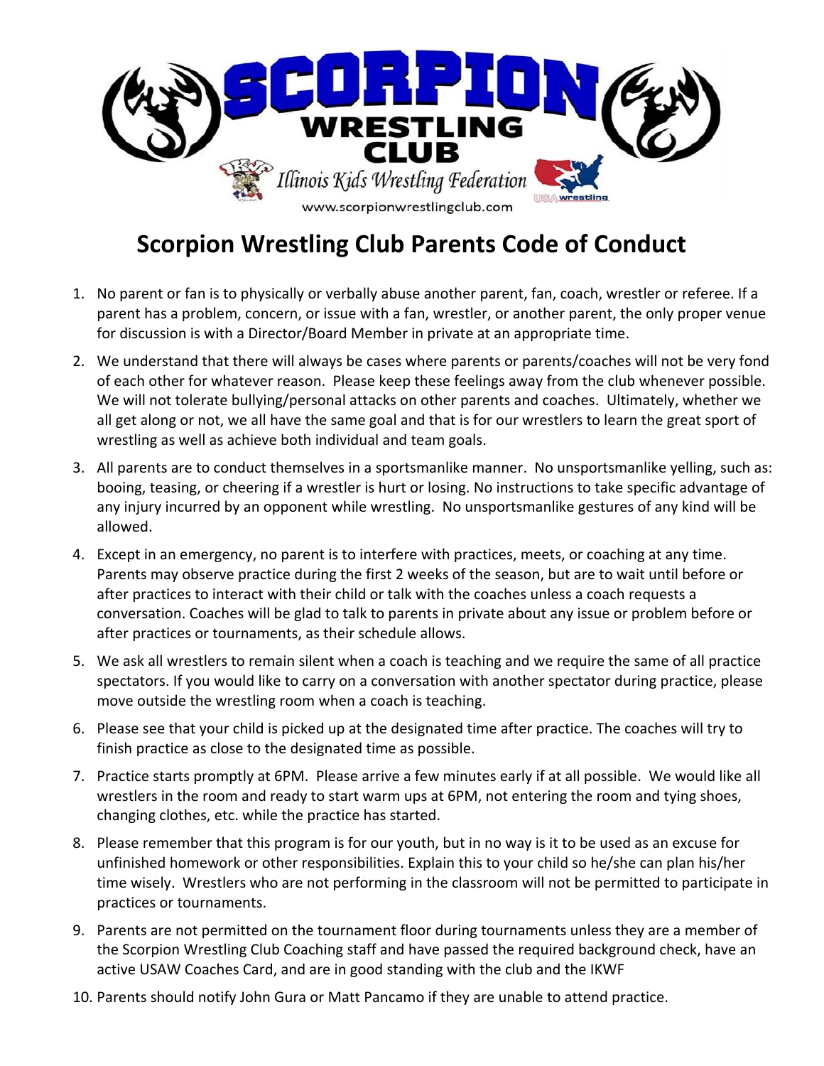SCORPION WRESTLING CLUB

Illinois Kids Wrestling Federation

www.scorpionwrestlingclub.com

# Scorpion Wrestling Club Parents Code of Conduct

1. No parent or fan is to physically or verbally abuse another parent, fan, coach, wrestler or referee. If a parent has a problem, concern, or issue with a fan, wrestler, or another parent, the only proper venue for discussion is with a Director/Board Member in private at an appropriate time.
2. We understand that there will always be cases where parents or parents/coaches will not be very fond of each other for whatever reason. Please keep these feelings away from the club whenever possible. We will not tolerate bullying/personal attacks on other parents and coaches. Ultimately, whether we all get along or not, we all have the same goal and that is for our wrestlers to learn the great sport of wrestling as well as achieve both individual and team goals.
3. All parents are to conduct themselves in a sportsmanlike manner. No unsportsmanlike yelling, such as: booing, teasing, or cheering if a wrestler is hurt or losing. No instructions to take specific advantage of any injury incurred by an opponent while wrestling. No unsportsmanlike gestures of any kind will be allowed.
4. Except in an emergency, no parent is to interfere with practices, meets, or coaching at any time. Parents may observe practice during the first 2 weeks of the season, but are to wait until before or after practices to interact with their child or talk with the coaches unless a coach requests a conversation. Coaches will be glad to talk to parents in private about any issue or problem before or after practices or tournaments, as their schedule allows.
5. We ask all wrestlers to remain silent when a coach is teaching and we require the same of all practice spectators. If you would like to carry on a conversation with another spectator during practice, please move outside the wrestling room when a coach is teaching.
6. Please see that your child is picked up at the designated time after practice. The coaches will try to finish practice as close to the designated time as possible.
7. Practice starts promptly at 6PM. Please arrive a few minutes early if at all possible. We would like all wrestlers in the room and ready to start warm ups at 6PM, not entering the room and tying shoes, changing clothes, etc. while the practice has started.
8. Please remember that this program is for our youth, but in no way is it to be used as an excuse for unfinished homework or other responsibilities. Explain this to your child so he/she can plan his/her time wisely. Wrestlers who are not performing in the classroom will not be permitted to participate in practices or tournaments.
9. Parents are not permitted on the tournament floor during tournaments unless they are a member of the Scorpion Wrestling Club Coaching staff and have passed the required background check, have an active USAW Coaches Card, and are in good standing with the club and the IKWF
10. Parents should notify John Gura or Matt Pancamo if they are unable to attend practice.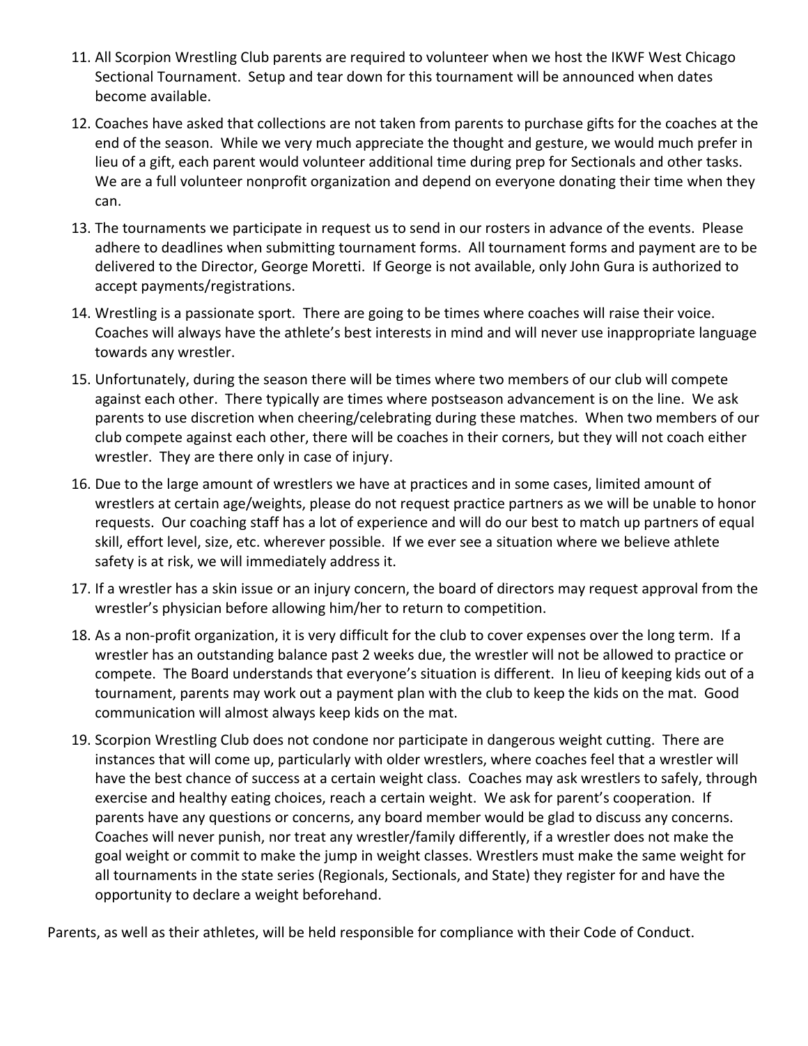11. All Scorpion Wrestling Club parents are required to volunteer when we host the IKWF West Chicago Sectional Tournament. Setup and tear down for this tournament will be announced when dates become available.
12. Coaches have asked that collections are not taken from parents to purchase gifts for the coaches at the end of the season. While we very much appreciate the thought and gesture, we would much prefer in lieu of a gift, each parent would volunteer additional time during prep for Sectionals and other tasks. We are a full volunteer nonprofit organization and depend on everyone donating their time when they can.
13. The tournaments we participate in request us to send in our rosters in advance of the events. Please adhere to deadlines when submitting tournament forms. All tournament forms and payment are to be delivered to the Director, George Moretti. If George is not available, only John Gura is authorized to accept payments/registrations.
14. Wrestling is a passionate sport. There are going to be times where coaches will raise their voice. Coaches will always have the athlete's best interests in mind and will never use inappropriate language towards any wrestler.
15. Unfortunately, during the season there will be times where two members of our club will compete against each other. There typically are times where postseason advancement is on the line. We ask parents to use discretion when cheering/celebrating during these matches. When two members of our club compete against each other, there will be coaches in their corners, but they will not coach either wrestler. They are there only in case of injury.
16. Due to the large amount of wrestlers we have at practices and in some cases, limited amount of wrestlers at certain age/weights, please do not request practice partners as we will be unable to honor requests. Our coaching staff has a lot of experience and will do our best to match up partners of equal skill, effort level, size, etc. wherever possible. If we ever see a situation where we believe athlete safety is at risk, we will immediately address it.
17. If a wrestler has a skin issue or an injury concern, the board of directors may request approval from the wrestler's physician before allowing him/her to return to competition.
18. As a non-profit organization, it is very difficult for the club to cover expenses over the long term. If a wrestler has an outstanding balance past 2 weeks due, the wrestler will not be allowed to practice or compete. The Board understands that everyone's situation is different. In lieu of keeping kids out of a tournament, parents may work out a payment plan with the club to keep the kids on the mat. Good communication will almost always keep kids on the mat.
19. Scorpion Wrestling Club does not condone nor participate in dangerous weight cutting. There are instances that will come up, particularly with older wrestlers, where coaches feel that a wrestler will have the best chance of success at a certain weight class. Coaches may ask wrestlers to safely, through exercise and healthy eating choices, reach a certain weight. We ask for parent's cooperation. If parents have any questions or concerns, any board member would be glad to discuss any concerns. Coaches will never punish, nor treat any wrestler/family differently, if a wrestler does not make the goal weight or commit to make the jump in weight classes. Wrestlers must make the same weight for all tournaments in the state series (Regionals, Sectionals, and State) they register for and have the opportunity to declare a weight beforehand.

Parents, as well as their athletes, will be held responsible for compliance with their Code of Conduct.